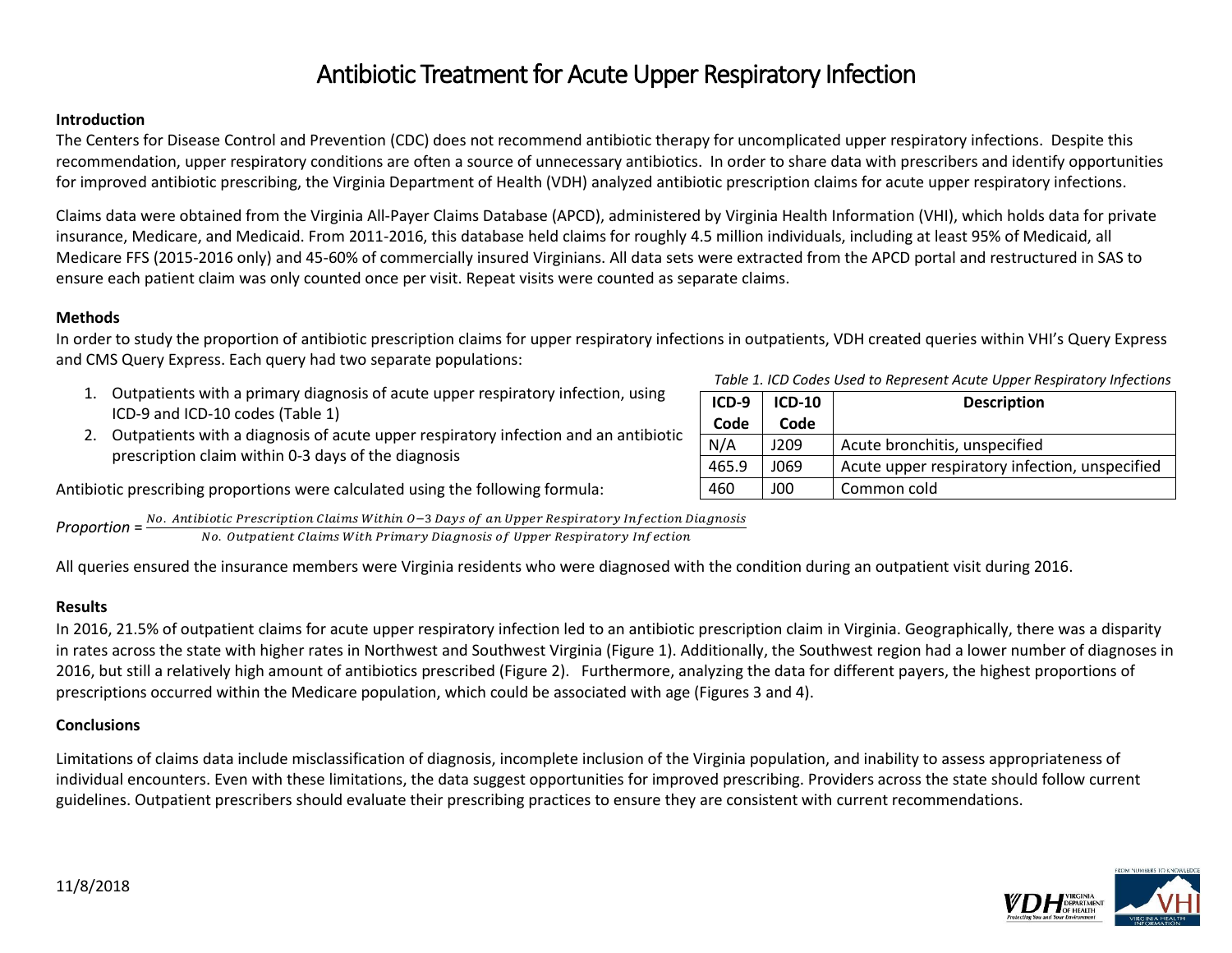// Converted from the page image of document 050188b8cafb, page 1 of 2.
# Antibiotic Treatment for Acute Upper Respiratory Infection

**Introduction**

The Centers for Disease Control and Prevention (CDC) does not recommend antibiotic therapy for uncomplicated upper respiratory infections. Despite this recommendation, upper respiratory conditions are often a source of unnecessary antibiotics. In order to share data with prescribers and identify opportunities for improved antibiotic prescribing, the Virginia Department of Health (VDH) analyzed antibiotic prescription claims for acute upper respiratory infections.

Claims data were obtained from the Virginia All-Payer Claims Database (APCD), administered by Virginia Health Information (VHI), which holds data for private insurance, Medicare, and Medicaid. From 2011-2016, this database held claims for roughly 4.5 million individuals, including at least 95% of Medicaid, all Medicare FFS (2015-2016 only) and 45-60% of commercially insured Virginians. All data sets were extracted from the APCD portal and restructured in SAS to ensure each patient claim was only counted once per visit. Repeat visits were counted as separate claims.

**Methods**

In order to study the proportion of antibiotic prescription claims for upper respiratory infections in outpatients, VDH created queries within VHI's Query Express and CMS Query Express. Each query had two separate populations:

1. Outpatients with a primary diagnosis of acute upper respiratory infection, using ICD-9 and ICD-10 codes (Table 1)
2. Outpatients with a diagnosis of acute upper respiratory infection and an antibiotic prescription claim within 0-3 days of the diagnosis

*Table 1. ICD Codes Used to Represent Acute Upper Respiratory Infections*

| ICD-9 Code | ICD-10 Code | Description |
|---|---|---|
| N/A | J209 | Acute bronchitis, unspecified |
| 465.9 | J069 | Acute upper respiratory infection, unspecified |
| 460 | J00 | Common cold |

Antibiotic prescribing proportions were calculated using the following formula:

$$\textit{Proportion} = \frac{\textit{No. Antibiotic Prescription Claims Within 0–3 Days of an Upper Respiratory Infection Diagnosis}}{\textit{No. Outpatient Claims With Primary Diagnosis of Upper Respiratory Infection}}$$

All queries ensured the insurance members were Virginia residents who were diagnosed with the condition during an outpatient visit during 2016.

**Results**

In 2016, 21.5% of outpatient claims for acute upper respiratory infection led to an antibiotic prescription claim in Virginia. Geographically, there was a disparity in rates across the state with higher rates in Northwest and Southwest Virginia (Figure 1). Additionally, the Southwest region had a lower number of diagnoses in 2016, but still a relatively high amount of antibiotics prescribed (Figure 2). Furthermore, analyzing the data for different payers, the highest proportions of prescriptions occurred within the Medicare population, which could be associated with age (Figures 3 and 4).

**Conclusions**

Limitations of claims data include misclassification of diagnosis, incomplete inclusion of the Virginia population, and inability to assess appropriateness of individual encounters. Even with these limitations, the data suggest opportunities for improved prescribing. Providers across the state should follow current guidelines. Outpatient prescribers should evaluate their prescribing practices to ensure they are consistent with current recommendations.

11/8/2018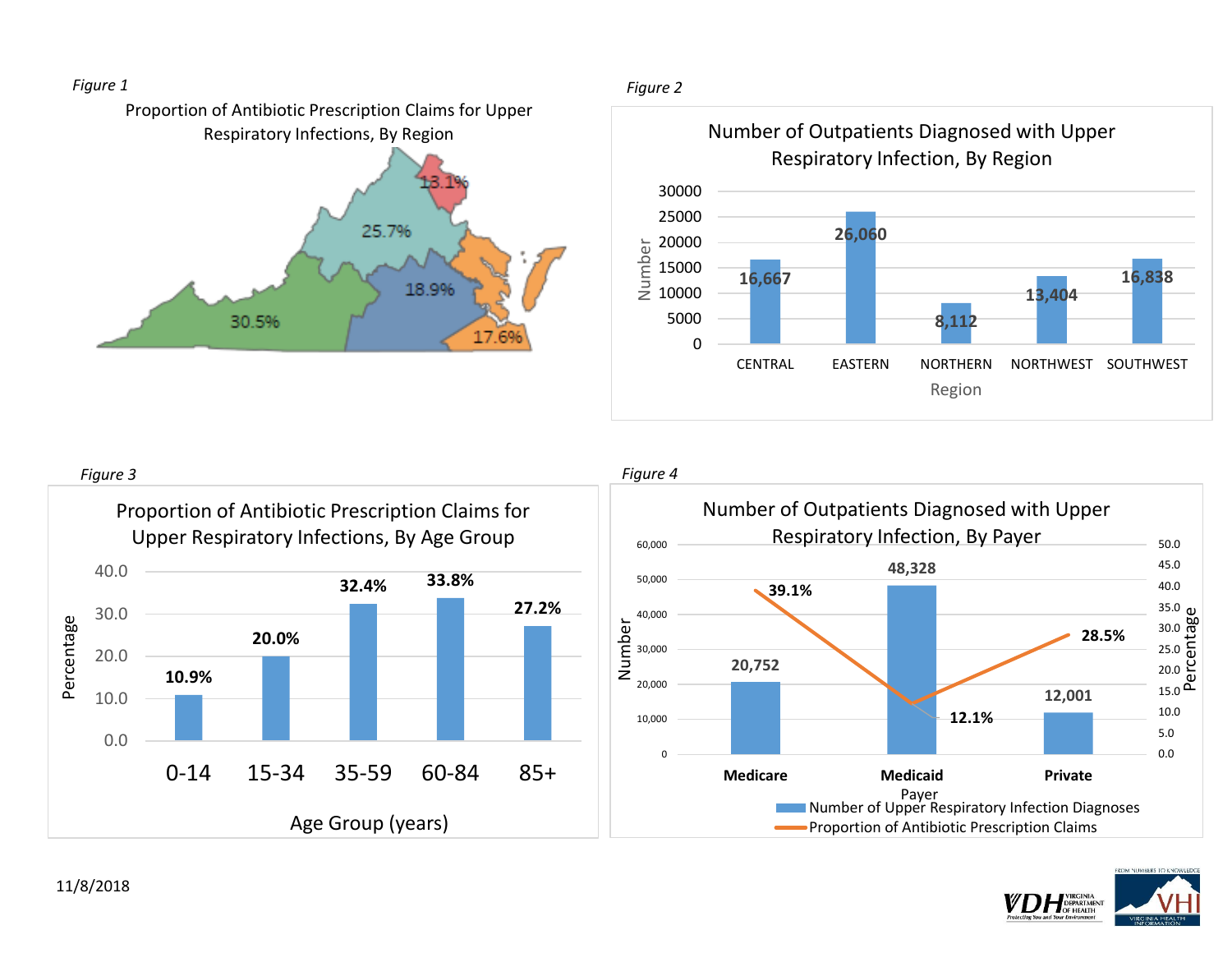*Figure 1*

Proportion of Antibiotic Prescription Claims for Upper Respiratory Infections, By Region

13.1%
25.7%
18.9%
30.5%
17.6%

*Figure 2*

Number of Outpatients Diagnosed with Upper Respiratory Infection, By Region

Number

30000
25000
20000
15000
10000
5000
0

16,667
26,060
8,112
13,404
16,838

CENTRAL
EASTERN
NORTHERN
NORTHWEST
SOUTHWEST

Region

*Figure 3*

Proportion of Antibiotic Prescription Claims for Upper Respiratory Infections, By Age Group

Percentage

40.0
30.0
20.0
10.0
0.0

10.9%
20.0%
32.4%
33.8%
27.2%

0-14
15-34
35-59
60-84
85+

Age Group (years)

*Figure 4*

Number of Outpatients Diagnosed with Upper Respiratory Infection, By Payer

Number

60,000
50,000
40,000
30,000
20,000
10,000
0

Percentage

50.0
45.0
40.0
35.0
30.0
25.0
20.0
15.0
10.0
5.0
0.0

20,752
39.1%
48,328
12.1%
12,001
28.5%

Medicare
Medicaid
Private

Payer

Number of Upper Respiratory Infection Diagnoses
Proportion of Antibiotic Prescription Claims

11/8/2018